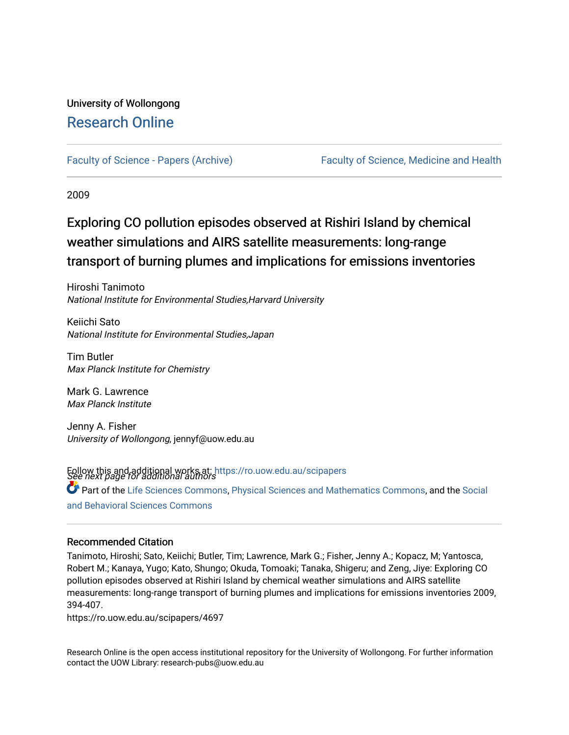University of Wollongong

# Research Online

Faculty of Science - Papers (Archive) | Faculty of Science, Medicine and Health

2009

## Exploring CO pollution episodes observed at Rishiri Island by chemical weather simulations and AIRS satellite measurements: long-range transport of burning plumes and implications for emissions inventories

Hiroshi Tanimoto
*National Institute for Environmental Studies,Harvard University*

Keiichi Sato
*National Institute for Environmental Studies,Japan*

Tim Butler
*Max Planck Institute for Chemistry*

Mark G. Lawrence
*Max Planck Institute*

Jenny A. Fisher
*University of Wollongong*, jennyf@uow.edu.au

*See next page for additional authors*

Follow this and additional works at: https://ro.uow.edu.au/scipapers

Part of the Life Sciences Commons, Physical Sciences and Mathematics Commons, and the Social and Behavioral Sciences Commons

### Recommended Citation

Tanimoto, Hiroshi; Sato, Keiichi; Butler, Tim; Lawrence, Mark G.; Fisher, Jenny A.; Kopacz, M; Yantosca, Robert M.; Kanaya, Yugo; Kato, Shungo; Okuda, Tomoaki; Tanaka, Shigeru; and Zeng, Jiye: Exploring CO pollution episodes observed at Rishiri Island by chemical weather simulations and AIRS satellite measurements: long-range transport of burning plumes and implications for emissions inventories 2009, 394-407.
https://ro.uow.edu.au/scipapers/4697

Research Online is the open access institutional repository for the University of Wollongong. For further information contact the UOW Library: research-pubs@uow.edu.au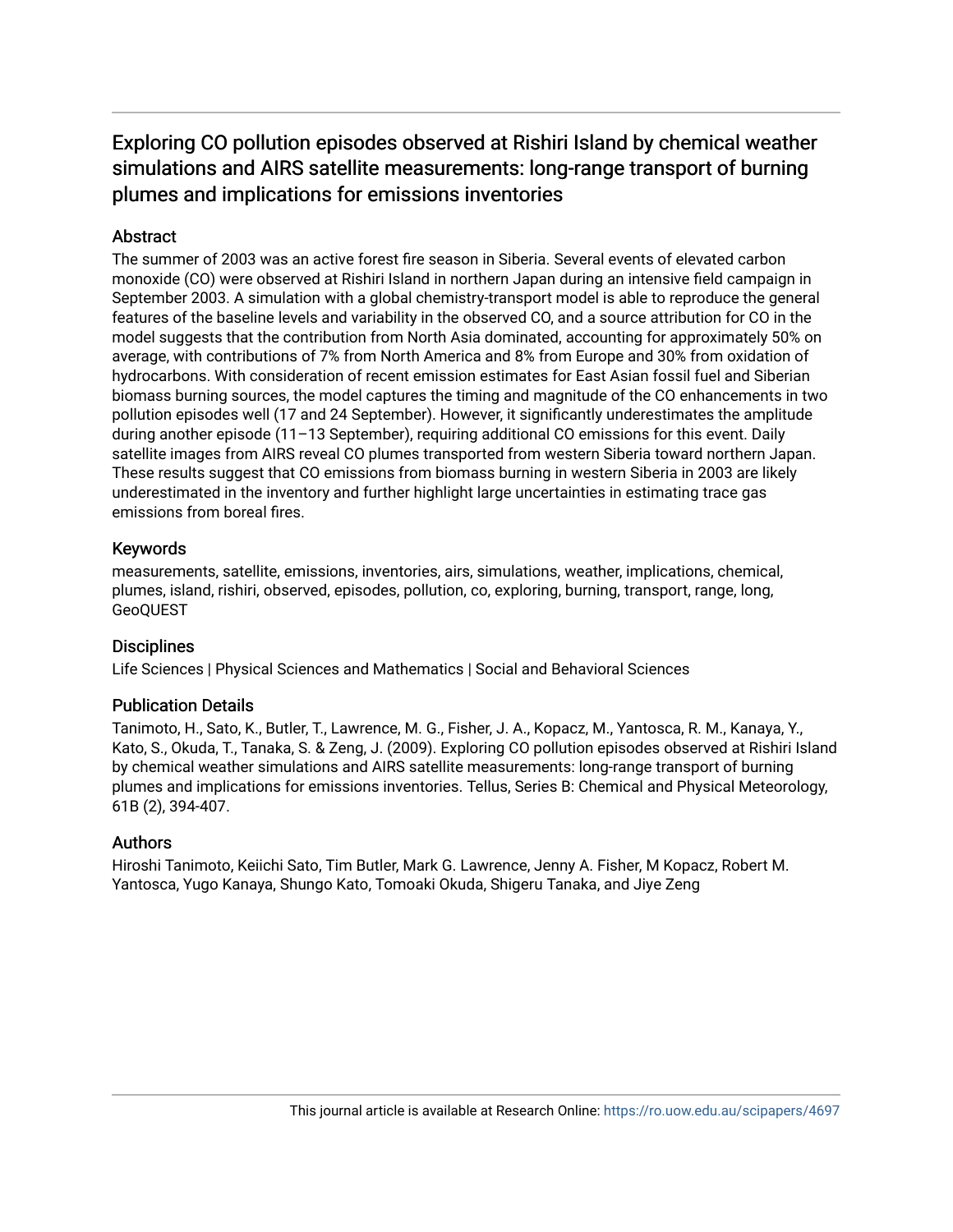# Exploring CO pollution episodes observed at Rishiri Island by chemical weather simulations and AIRS satellite measurements: long-range transport of burning plumes and implications for emissions inventories

## Abstract

The summer of 2003 was an active forest fire season in Siberia. Several events of elevated carbon monoxide (CO) were observed at Rishiri Island in northern Japan during an intensive field campaign in September 2003. A simulation with a global chemistry-transport model is able to reproduce the general features of the baseline levels and variability in the observed CO, and a source attribution for CO in the model suggests that the contribution from North Asia dominated, accounting for approximately 50% on average, with contributions of 7% from North America and 8% from Europe and 30% from oxidation of hydrocarbons. With consideration of recent emission estimates for East Asian fossil fuel and Siberian biomass burning sources, the model captures the timing and magnitude of the CO enhancements in two pollution episodes well (17 and 24 September). However, it significantly underestimates the amplitude during another episode (11–13 September), requiring additional CO emissions for this event. Daily satellite images from AIRS reveal CO plumes transported from western Siberia toward northern Japan. These results suggest that CO emissions from biomass burning in western Siberia in 2003 are likely underestimated in the inventory and further highlight large uncertainties in estimating trace gas emissions from boreal fires.

## Keywords

measurements, satellite, emissions, inventories, airs, simulations, weather, implications, chemical, plumes, island, rishiri, observed, episodes, pollution, co, exploring, burning, transport, range, long, GeoQUEST

## Disciplines

Life Sciences | Physical Sciences and Mathematics | Social and Behavioral Sciences

## Publication Details

Tanimoto, H., Sato, K., Butler, T., Lawrence, M. G., Fisher, J. A., Kopacz, M., Yantosca, R. M., Kanaya, Y., Kato, S., Okuda, T., Tanaka, S. & Zeng, J. (2009). Exploring CO pollution episodes observed at Rishiri Island by chemical weather simulations and AIRS satellite measurements: long-range transport of burning plumes and implications for emissions inventories. Tellus, Series B: Chemical and Physical Meteorology, 61B (2), 394-407.

## Authors

Hiroshi Tanimoto, Keiichi Sato, Tim Butler, Mark G. Lawrence, Jenny A. Fisher, M Kopacz, Robert M. Yantosca, Yugo Kanaya, Shungo Kato, Tomoaki Okuda, Shigeru Tanaka, and Jiye Zeng

This journal article is available at Research Online: https://ro.uow.edu.au/scipapers/4697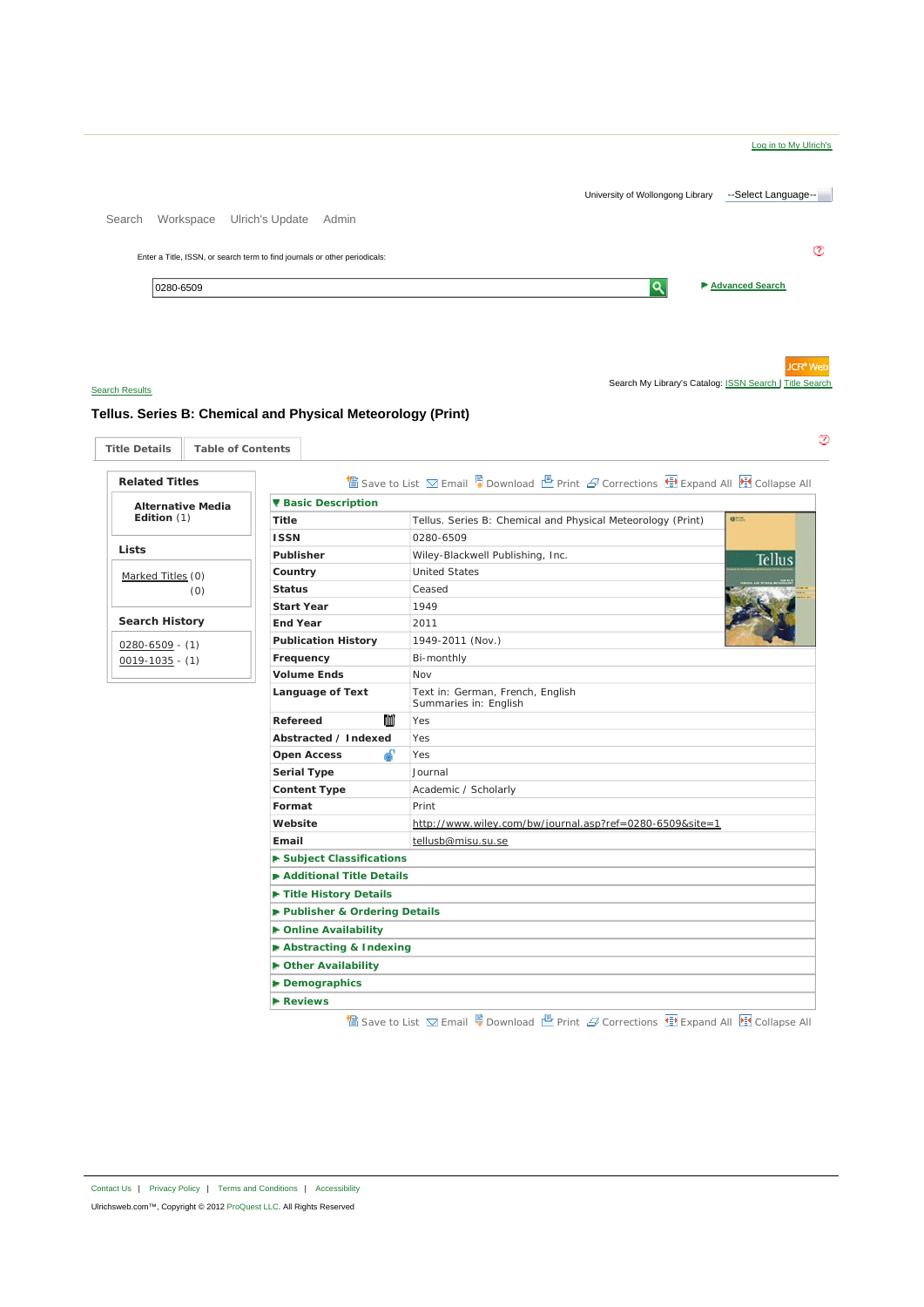Log in to My Ulrich's

University of Wollongong Library --Select Language--

Search Workspace Ulrich's Update Admin

Enter a Title, ISSN, or search term to find journals or other periodicals:

0280-6509

Advanced Search

Search My Library's Catalog: ISSN Search | Title Search

Search Results

## Tellus. Series B: Chemical and Physical Meteorology (Print)

Title Details | Table of Contents

### Related Titles

**Alternative Media Edition** (1)

### Lists

Marked Titles (0)
(0)

### Search History

0280-6509 - (1)
0019-1035 - (1)

Save to List Email Download Print Corrections Expand All Collapse All

**▼ Basic Description**

| | |
|---|---|
| **Title** | Tellus. Series B: Chemical and Physical Meteorology (Print) |
| **ISSN** | 0280-6509 |
| **Publisher** | Wiley-Blackwell Publishing, Inc. |
| **Country** | United States |
| **Status** | Ceased |
| **Start Year** | 1949 |
| **End Year** | 2011 |
| **Publication History** | 1949-2011 (Nov.) |
| **Frequency** | Bi-monthly |
| **Volume Ends** | Nov |
| **Language of Text** | Text in: German, French, English<br>Summaries in: English |
| **Refereed** | Yes |
| **Abstracted / Indexed** | Yes |
| **Open Access** | Yes |
| **Serial Type** | Journal |
| **Content Type** | Academic / Scholarly |
| **Format** | Print |
| **Website** | http://www.wiley.com/bw/journal.asp?ref=0280-6509&site=1 |
| **Email** | tellusb@misu.su.se |

▶ Subject Classifications

▶ Additional Title Details

▶ Title History Details

▶ Publisher & Ordering Details

▶ Online Availability

▶ Abstracting & Indexing

▶ Other Availability

▶ Demographics

▶ Reviews

Save to List Email Download Print Corrections Expand All Collapse All

Contact Us | Privacy Policy | Terms and Conditions | Accessibility

Ulrichsweb.com™, Copyright © 2012 ProQuest LLC. All Rights Reserved